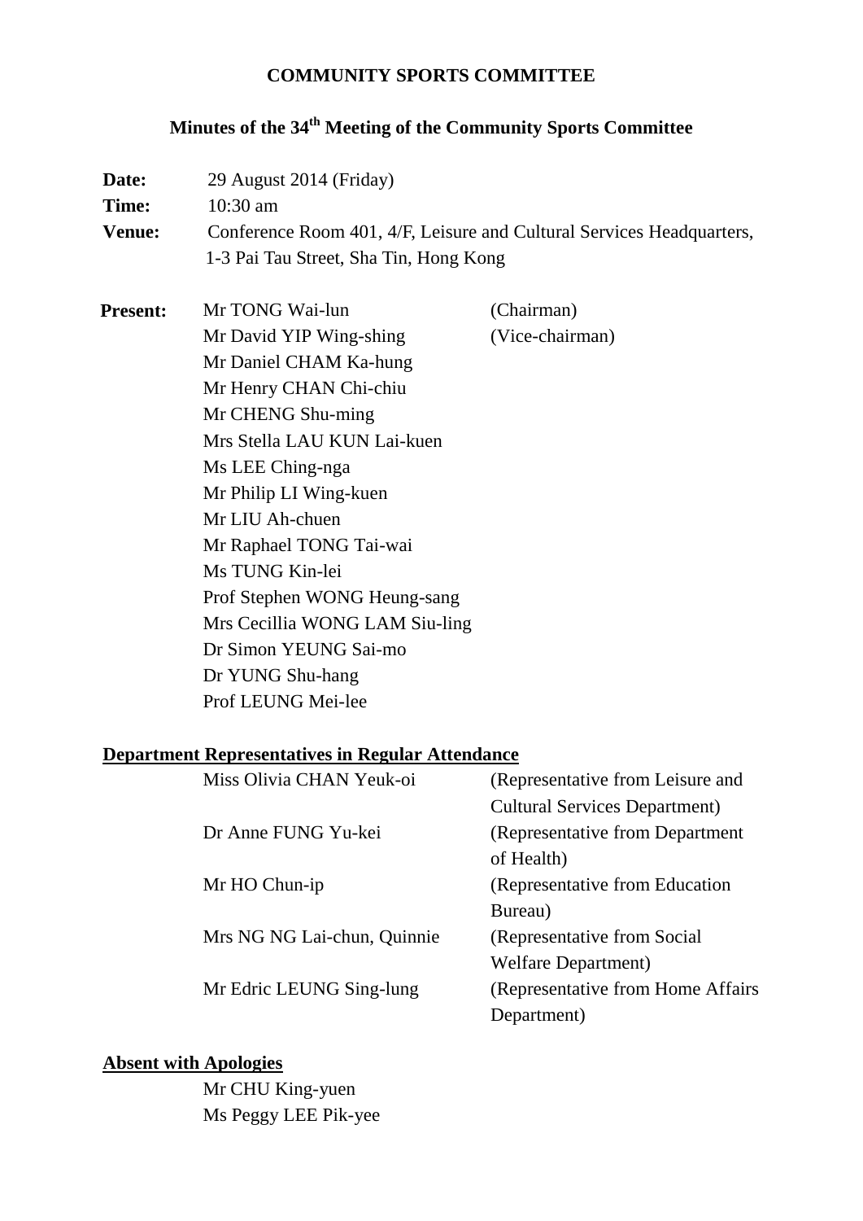# COMMUNITY SPORTS COMMITTEE

## Minutes of the 34th Meeting of the Community Sports Committee

**Date:** 29 August 2014 (Friday)

**Time:** 10:30 am

**Venue:** Conference Room 401, 4/F, Leisure and Cultural Services Headquarters, 1-3 Pai Tau Street, Sha Tin, Hong Kong

**Present:**

| | |
|---|---|
| Mr TONG Wai-lun | (Chairman) |
| Mr David YIP Wing-shing | (Vice-chairman) |
| Mr Daniel CHAM Ka-hung | |
| Mr Henry CHAN Chi-chiu | |
| Mr CHENG Shu-ming | |
| Mrs Stella LAU KUN Lai-kuen | |
| Ms LEE Ching-nga | |
| Mr Philip LI Wing-kuen | |
| Mr LIU Ah-chuen | |
| Mr Raphael TONG Tai-wai | |
| Ms TUNG Kin-lei | |
| Prof Stephen WONG Heung-sang | |
| Mrs Cecillia WONG LAM Siu-ling | |
| Dr Simon YEUNG Sai-mo | |
| Dr YUNG Shu-hang | |
| Prof LEUNG Mei-lee | |

**Department Representatives in Regular Attendance**

| | |
|---|---|
| Miss Olivia CHAN Yeuk-oi | (Representative from Leisure and Cultural Services Department) |
| Dr Anne FUNG Yu-kei | (Representative from Department of Health) |
| Mr HO Chun-ip | (Representative from Education Bureau) |
| Mrs NG NG Lai-chun, Quinnie | (Representative from Social Welfare Department) |
| Mr Edric LEUNG Sing-lung | (Representative from Home Affairs Department) |

**Absent with Apologies**

Mr CHU King-yuen
Ms Peggy LEE Pik-yee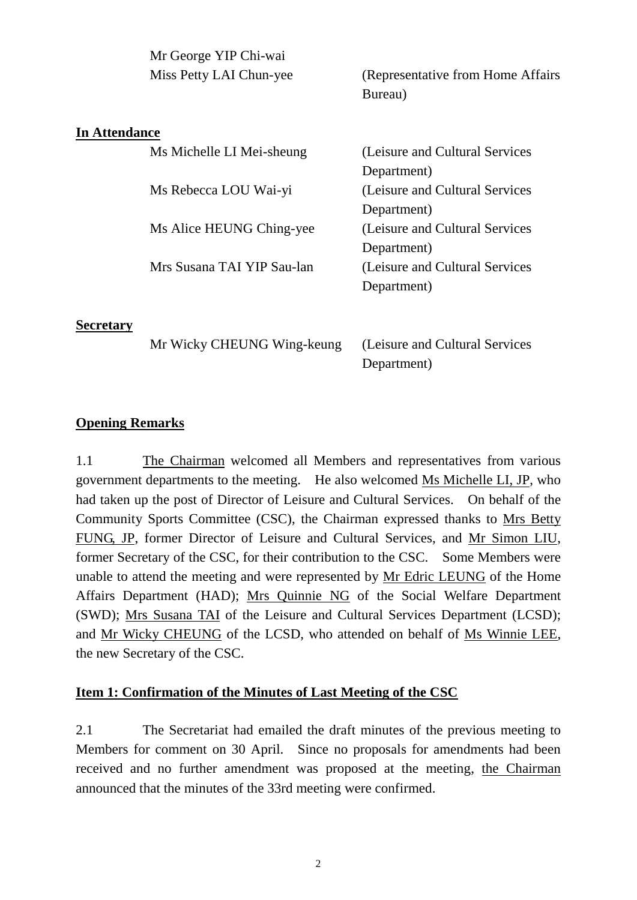| | |
|---|---|
| Mr George YIP Chi-wai | |
| Miss Petty LAI Chun-yee | (Representative from Home Affairs Bureau) |

**In Attendance**

| | |
|---|---|
| Ms Michelle LI Mei-sheung | (Leisure and Cultural Services Department) |
| Ms Rebecca LOU Wai-yi | (Leisure and Cultural Services Department) |
| Ms Alice HEUNG Ching-yee | (Leisure and Cultural Services Department) |
| Mrs Susana TAI YIP Sau-lan | (Leisure and Cultural Services Department) |

**Secretary**

| | |
|---|---|
| Mr Wicky CHEUNG Wing-keung | (Leisure and Cultural Services Department) |

## Opening Remarks

1.1 The Chairman welcomed all Members and representatives from various government departments to the meeting. He also welcomed Ms Michelle LI, JP, who had taken up the post of Director of Leisure and Cultural Services. On behalf of the Community Sports Committee (CSC), the Chairman expressed thanks to Mrs Betty FUNG, JP, former Director of Leisure and Cultural Services, and Mr Simon LIU, former Secretary of the CSC, for their contribution to the CSC. Some Members were unable to attend the meeting and were represented by Mr Edric LEUNG of the Home Affairs Department (HAD); Mrs Quinnie NG of the Social Welfare Department (SWD); Mrs Susana TAI of the Leisure and Cultural Services Department (LCSD); and Mr Wicky CHEUNG of the LCSD, who attended on behalf of Ms Winnie LEE, the new Secretary of the CSC.

## Item 1: Confirmation of the Minutes of Last Meeting of the CSC

2.1 The Secretariat had emailed the draft minutes of the previous meeting to Members for comment on 30 April. Since no proposals for amendments had been received and no further amendment was proposed at the meeting, the Chairman announced that the minutes of the 33rd meeting were confirmed.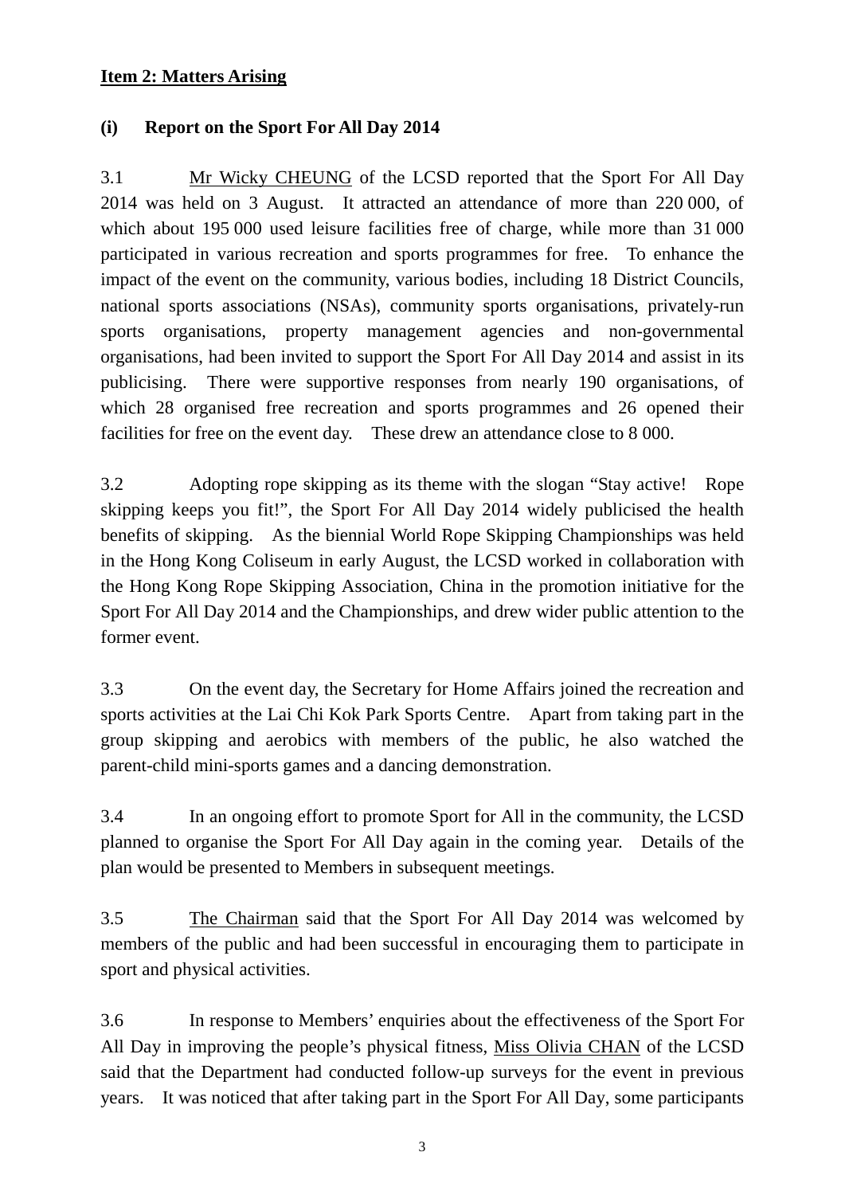**Item 2: Matters Arising**

**(i) Report on the Sport For All Day 2014**

3.1 Mr Wicky CHEUNG of the LCSD reported that the Sport For All Day 2014 was held on 3 August. It attracted an attendance of more than 220 000, of which about 195 000 used leisure facilities free of charge, while more than 31 000 participated in various recreation and sports programmes for free. To enhance the impact of the event on the community, various bodies, including 18 District Councils, national sports associations (NSAs), community sports organisations, privately-run sports organisations, property management agencies and non-governmental organisations, had been invited to support the Sport For All Day 2014 and assist in its publicising. There were supportive responses from nearly 190 organisations, of which 28 organised free recreation and sports programmes and 26 opened their facilities for free on the event day. These drew an attendance close to 8 000.

3.2 Adopting rope skipping as its theme with the slogan "Stay active! Rope skipping keeps you fit!", the Sport For All Day 2014 widely publicised the health benefits of skipping. As the biennial World Rope Skipping Championships was held in the Hong Kong Coliseum in early August, the LCSD worked in collaboration with the Hong Kong Rope Skipping Association, China in the promotion initiative for the Sport For All Day 2014 and the Championships, and drew wider public attention to the former event.

3.3 On the event day, the Secretary for Home Affairs joined the recreation and sports activities at the Lai Chi Kok Park Sports Centre. Apart from taking part in the group skipping and aerobics with members of the public, he also watched the parent-child mini-sports games and a dancing demonstration.

3.4 In an ongoing effort to promote Sport for All in the community, the LCSD planned to organise the Sport For All Day again in the coming year. Details of the plan would be presented to Members in subsequent meetings.

3.5 The Chairman said that the Sport For All Day 2014 was welcomed by members of the public and had been successful in encouraging them to participate in sport and physical activities.

3.6 In response to Members' enquiries about the effectiveness of the Sport For All Day in improving the people's physical fitness, Miss Olivia CHAN of the LCSD said that the Department had conducted follow-up surveys for the event in previous years. It was noticed that after taking part in the Sport For All Day, some participants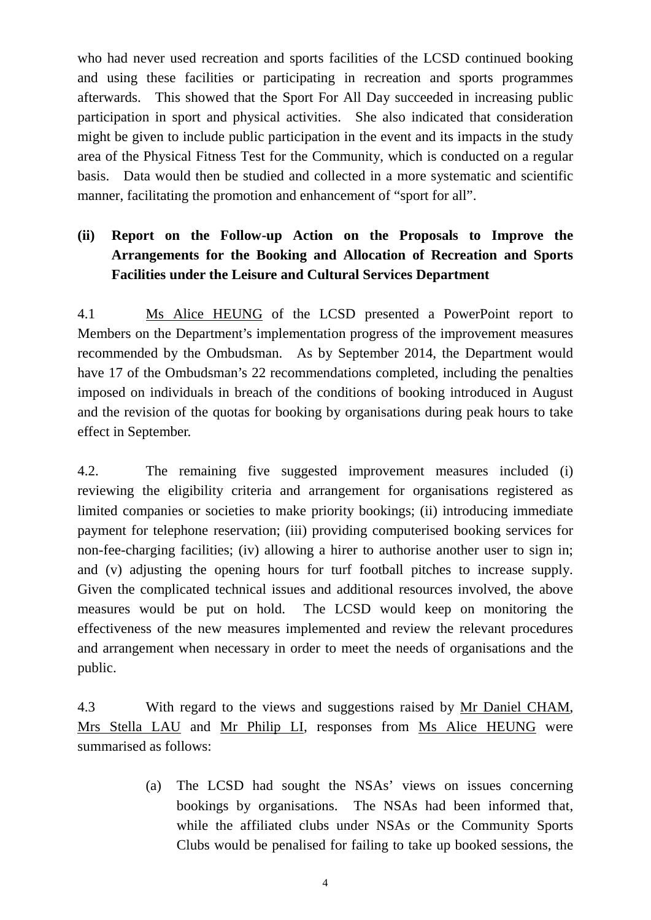who had never used recreation and sports facilities of the LCSD continued booking and using these facilities or participating in recreation and sports programmes afterwards. This showed that the Sport For All Day succeeded in increasing public participation in sport and physical activities. She also indicated that consideration might be given to include public participation in the event and its impacts in the study area of the Physical Fitness Test for the Community, which is conducted on a regular basis. Data would then be studied and collected in a more systematic and scientific manner, facilitating the promotion and enhancement of "sport for all".

### (ii) Report on the Follow-up Action on the Proposals to Improve the Arrangements for the Booking and Allocation of Recreation and Sports Facilities under the Leisure and Cultural Services Department

4.1 Ms Alice HEUNG of the LCSD presented a PowerPoint report to Members on the Department's implementation progress of the improvement measures recommended by the Ombudsman. As by September 2014, the Department would have 17 of the Ombudsman's 22 recommendations completed, including the penalties imposed on individuals in breach of the conditions of booking introduced in August and the revision of the quotas for booking by organisations during peak hours to take effect in September.

4.2. The remaining five suggested improvement measures included (i) reviewing the eligibility criteria and arrangement for organisations registered as limited companies or societies to make priority bookings; (ii) introducing immediate payment for telephone reservation; (iii) providing computerised booking services for non-fee-charging facilities; (iv) allowing a hirer to authorise another user to sign in; and (v) adjusting the opening hours for turf football pitches to increase supply. Given the complicated technical issues and additional resources involved, the above measures would be put on hold. The LCSD would keep on monitoring the effectiveness of the new measures implemented and review the relevant procedures and arrangement when necessary in order to meet the needs of organisations and the public.

4.3 With regard to the views and suggestions raised by Mr Daniel CHAM, Mrs Stella LAU and Mr Philip LI, responses from Ms Alice HEUNG were summarised as follows:

(a) The LCSD had sought the NSAs' views on issues concerning bookings by organisations. The NSAs had been informed that, while the affiliated clubs under NSAs or the Community Sports Clubs would be penalised for failing to take up booked sessions, the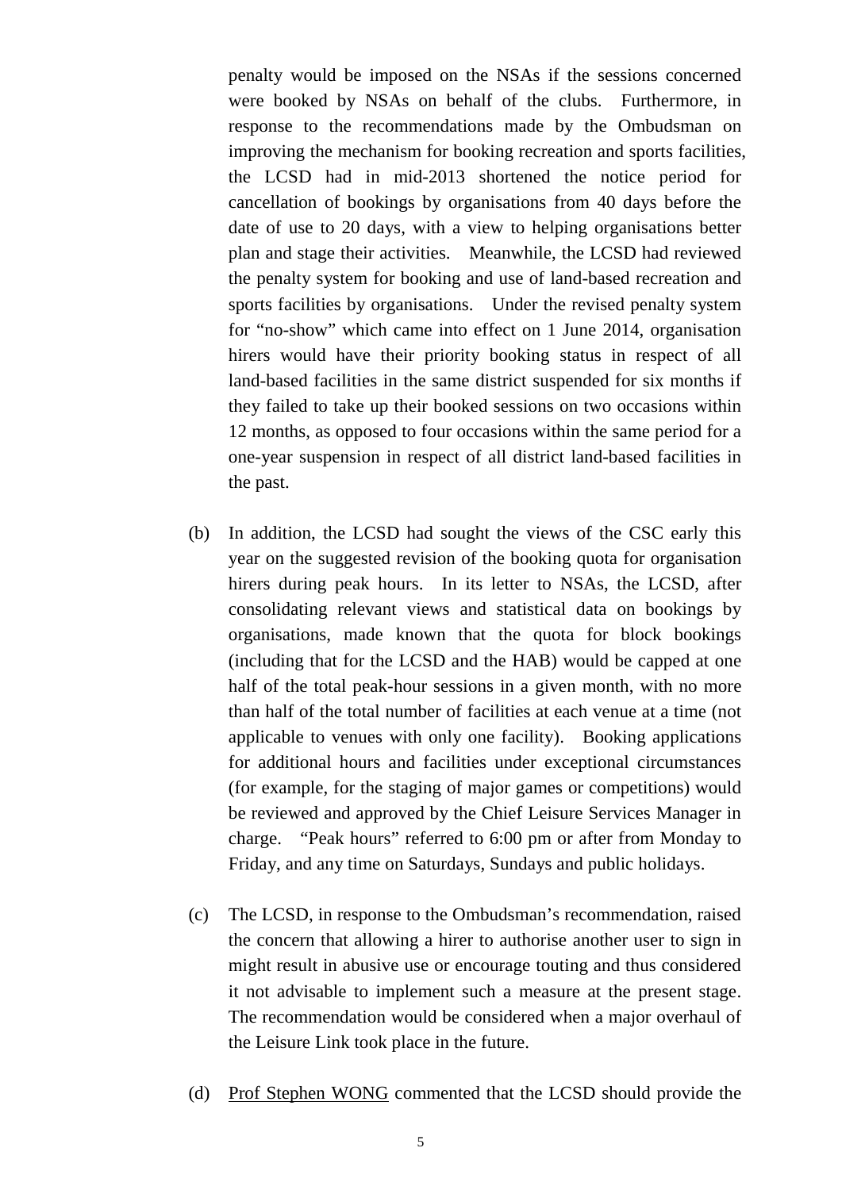penalty would be imposed on the NSAs if the sessions concerned were booked by NSAs on behalf of the clubs. Furthermore, in response to the recommendations made by the Ombudsman on improving the mechanism for booking recreation and sports facilities, the LCSD had in mid-2013 shortened the notice period for cancellation of bookings by organisations from 40 days before the date of use to 20 days, with a view to helping organisations better plan and stage their activities. Meanwhile, the LCSD had reviewed the penalty system for booking and use of land-based recreation and sports facilities by organisations. Under the revised penalty system for "no-show" which came into effect on 1 June 2014, organisation hirers would have their priority booking status in respect of all land-based facilities in the same district suspended for six months if they failed to take up their booked sessions on two occasions within 12 months, as opposed to four occasions within the same period for a one-year suspension in respect of all district land-based facilities in the past.

(b) In addition, the LCSD had sought the views of the CSC early this year on the suggested revision of the booking quota for organisation hirers during peak hours. In its letter to NSAs, the LCSD, after consolidating relevant views and statistical data on bookings by organisations, made known that the quota for block bookings (including that for the LCSD and the HAB) would be capped at one half of the total peak-hour sessions in a given month, with no more than half of the total number of facilities at each venue at a time (not applicable to venues with only one facility). Booking applications for additional hours and facilities under exceptional circumstances (for example, for the staging of major games or competitions) would be reviewed and approved by the Chief Leisure Services Manager in charge. "Peak hours" referred to 6:00 pm or after from Monday to Friday, and any time on Saturdays, Sundays and public holidays.

(c) The LCSD, in response to the Ombudsman's recommendation, raised the concern that allowing a hirer to authorise another user to sign in might result in abusive use or encourage touting and thus considered it not advisable to implement such a measure at the present stage. The recommendation would be considered when a major overhaul of the Leisure Link took place in the future.

(d) Prof Stephen WONG commented that the LCSD should provide the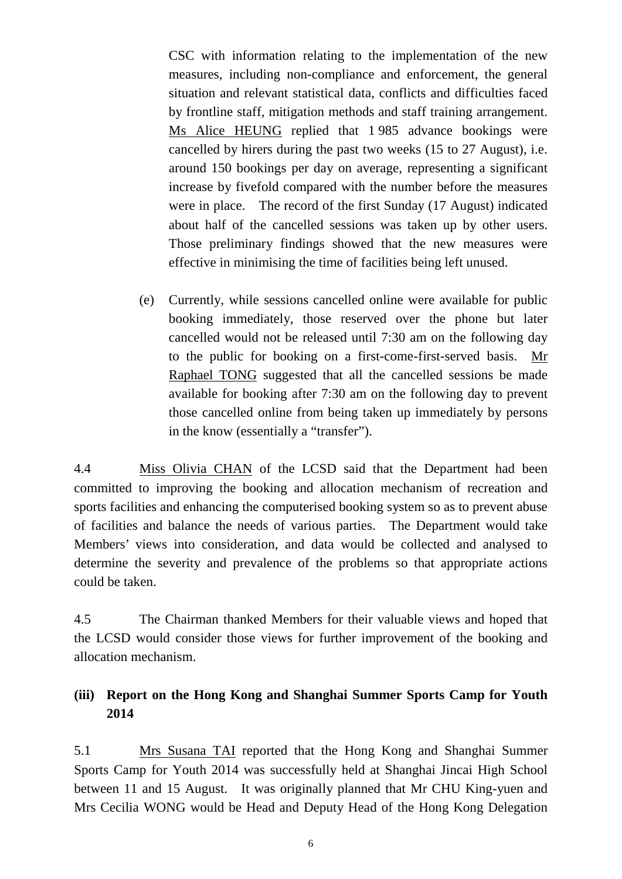CSC with information relating to the implementation of the new measures, including non-compliance and enforcement, the general situation and relevant statistical data, conflicts and difficulties faced by frontline staff, mitigation methods and staff training arrangement. Ms Alice HEUNG replied that 1 985 advance bookings were cancelled by hirers during the past two weeks (15 to 27 August), i.e. around 150 bookings per day on average, representing a significant increase by fivefold compared with the number before the measures were in place. The record of the first Sunday (17 August) indicated about half of the cancelled sessions was taken up by other users. Those preliminary findings showed that the new measures were effective in minimising the time of facilities being left unused.

(e) Currently, while sessions cancelled online were available for public booking immediately, those reserved over the phone but later cancelled would not be released until 7:30 am on the following day to the public for booking on a first-come-first-served basis. Mr Raphael TONG suggested that all the cancelled sessions be made available for booking after 7:30 am on the following day to prevent those cancelled online from being taken up immediately by persons in the know (essentially a "transfer").

4.4 Miss Olivia CHAN of the LCSD said that the Department had been committed to improving the booking and allocation mechanism of recreation and sports facilities and enhancing the computerised booking system so as to prevent abuse of facilities and balance the needs of various parties. The Department would take Members' views into consideration, and data would be collected and analysed to determine the severity and prevalence of the problems so that appropriate actions could be taken.

4.5 The Chairman thanked Members for their valuable views and hoped that the LCSD would consider those views for further improvement of the booking and allocation mechanism.

## (iii) Report on the Hong Kong and Shanghai Summer Sports Camp for Youth 2014

5.1 Mrs Susana TAI reported that the Hong Kong and Shanghai Summer Sports Camp for Youth 2014 was successfully held at Shanghai Jincai High School between 11 and 15 August. It was originally planned that Mr CHU King-yuen and Mrs Cecilia WONG would be Head and Deputy Head of the Hong Kong Delegation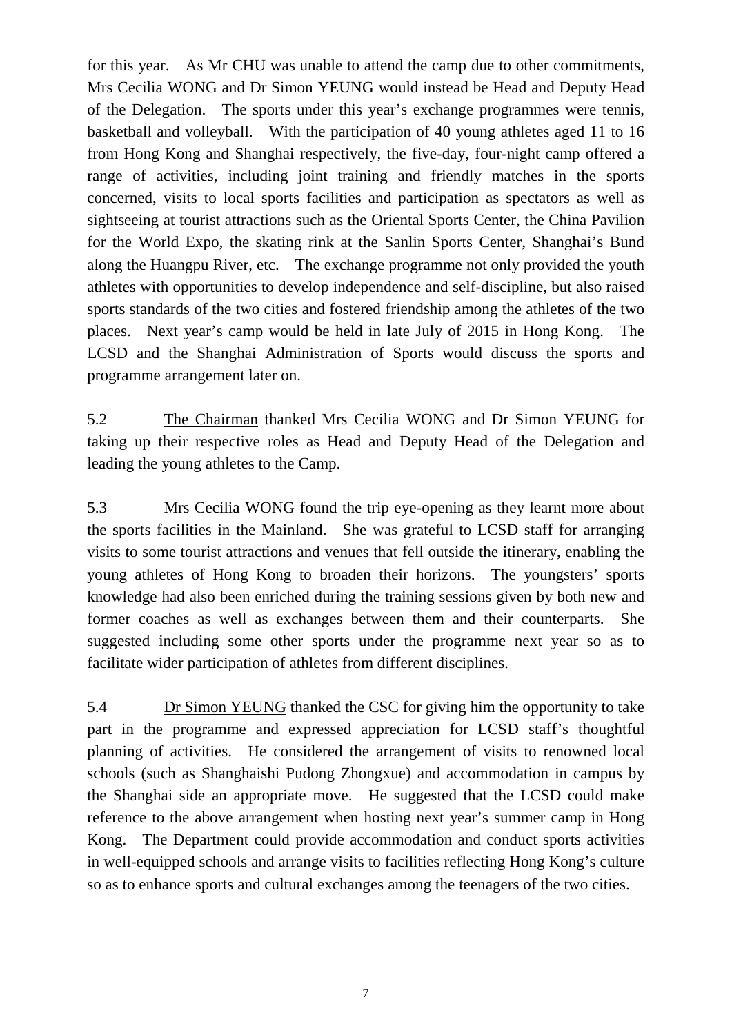for this year. As Mr CHU was unable to attend the camp due to other commitments, Mrs Cecilia WONG and Dr Simon YEUNG would instead be Head and Deputy Head of the Delegation. The sports under this year's exchange programmes were tennis, basketball and volleyball. With the participation of 40 young athletes aged 11 to 16 from Hong Kong and Shanghai respectively, the five-day, four-night camp offered a range of activities, including joint training and friendly matches in the sports concerned, visits to local sports facilities and participation as spectators as well as sightseeing at tourist attractions such as the Oriental Sports Center, the China Pavilion for the World Expo, the skating rink at the Sanlin Sports Center, Shanghai's Bund along the Huangpu River, etc. The exchange programme not only provided the youth athletes with opportunities to develop independence and self-discipline, but also raised sports standards of the two cities and fostered friendship among the athletes of the two places. Next year's camp would be held in late July of 2015 in Hong Kong. The LCSD and the Shanghai Administration of Sports would discuss the sports and programme arrangement later on.

5.2 The Chairman thanked Mrs Cecilia WONG and Dr Simon YEUNG for taking up their respective roles as Head and Deputy Head of the Delegation and leading the young athletes to the Camp.

5.3 Mrs Cecilia WONG found the trip eye-opening as they learnt more about the sports facilities in the Mainland. She was grateful to LCSD staff for arranging visits to some tourist attractions and venues that fell outside the itinerary, enabling the young athletes of Hong Kong to broaden their horizons. The youngsters' sports knowledge had also been enriched during the training sessions given by both new and former coaches as well as exchanges between them and their counterparts. She suggested including some other sports under the programme next year so as to facilitate wider participation of athletes from different disciplines.

5.4 Dr Simon YEUNG thanked the CSC for giving him the opportunity to take part in the programme and expressed appreciation for LCSD staff's thoughtful planning of activities. He considered the arrangement of visits to renowned local schools (such as Shanghaishi Pudong Zhongxue) and accommodation in campus by the Shanghai side an appropriate move. He suggested that the LCSD could make reference to the above arrangement when hosting next year's summer camp in Hong Kong. The Department could provide accommodation and conduct sports activities in well-equipped schools and arrange visits to facilities reflecting Hong Kong's culture so as to enhance sports and cultural exchanges among the teenagers of the two cities.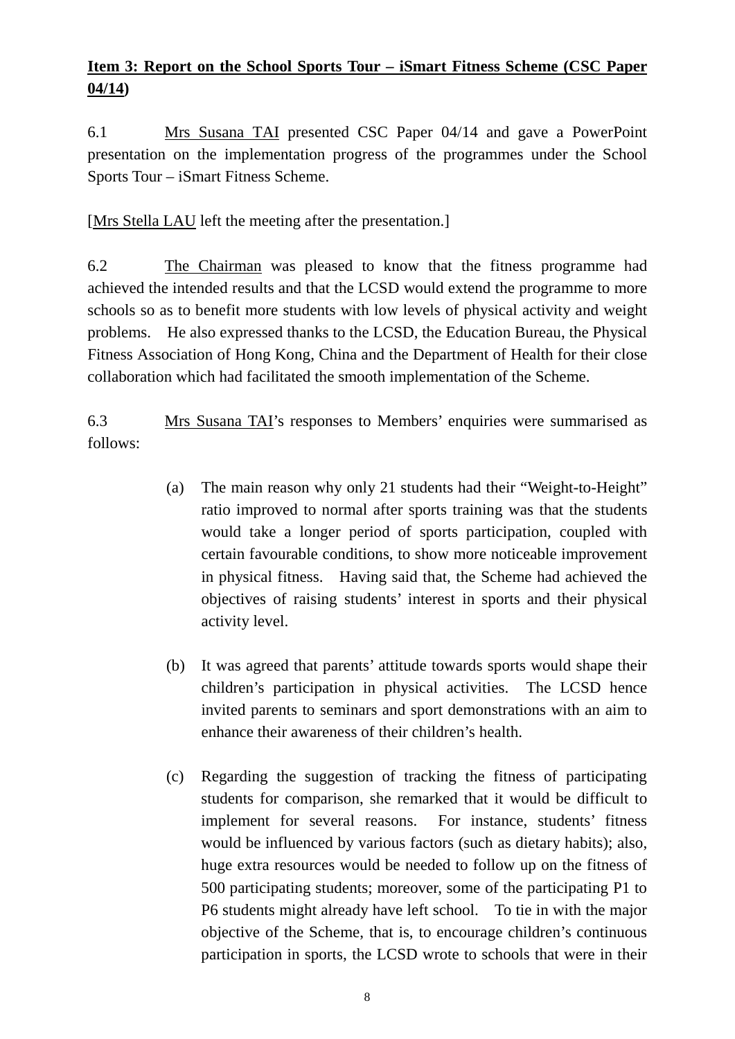**Item 3: Report on the School Sports Tour – iSmart Fitness Scheme (CSC Paper 04/14)**

6.1 Mrs Susana TAI presented CSC Paper 04/14 and gave a PowerPoint presentation on the implementation progress of the programmes under the School Sports Tour – iSmart Fitness Scheme.

[Mrs Stella LAU left the meeting after the presentation.]

6.2 The Chairman was pleased to know that the fitness programme had achieved the intended results and that the LCSD would extend the programme to more schools so as to benefit more students with low levels of physical activity and weight problems. He also expressed thanks to the LCSD, the Education Bureau, the Physical Fitness Association of Hong Kong, China and the Department of Health for their close collaboration which had facilitated the smooth implementation of the Scheme.

6.3 Mrs Susana TAI's responses to Members' enquiries were summarised as follows:

(a) The main reason why only 21 students had their "Weight-to-Height" ratio improved to normal after sports training was that the students would take a longer period of sports participation, coupled with certain favourable conditions, to show more noticeable improvement in physical fitness. Having said that, the Scheme had achieved the objectives of raising students' interest in sports and their physical activity level.

(b) It was agreed that parents' attitude towards sports would shape their children's participation in physical activities. The LCSD hence invited parents to seminars and sport demonstrations with an aim to enhance their awareness of their children's health.

(c) Regarding the suggestion of tracking the fitness of participating students for comparison, she remarked that it would be difficult to implement for several reasons. For instance, students' fitness would be influenced by various factors (such as dietary habits); also, huge extra resources would be needed to follow up on the fitness of 500 participating students; moreover, some of the participating P1 to P6 students might already have left school. To tie in with the major objective of the Scheme, that is, to encourage children's continuous participation in sports, the LCSD wrote to schools that were in their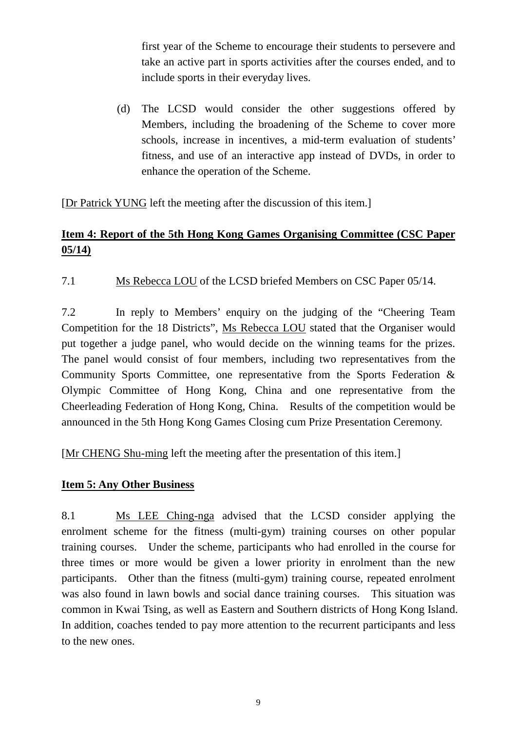first year of the Scheme to encourage their students to persevere and take an active part in sports activities after the courses ended, and to include sports in their everyday lives.

(d) The LCSD would consider the other suggestions offered by Members, including the broadening of the Scheme to cover more schools, increase in incentives, a mid-term evaluation of students' fitness, and use of an interactive app instead of DVDs, in order to enhance the operation of the Scheme.

[Dr Patrick YUNG left the meeting after the discussion of this item.]

**Item 4: Report of the 5th Hong Kong Games Organising Committee (CSC Paper 05/14)**

7.1 Ms Rebecca LOU of the LCSD briefed Members on CSC Paper 05/14.

7.2 In reply to Members' enquiry on the judging of the "Cheering Team Competition for the 18 Districts", Ms Rebecca LOU stated that the Organiser would put together a judge panel, who would decide on the winning teams for the prizes. The panel would consist of four members, including two representatives from the Community Sports Committee, one representative from the Sports Federation & Olympic Committee of Hong Kong, China and one representative from the Cheerleading Federation of Hong Kong, China. Results of the competition would be announced in the 5th Hong Kong Games Closing cum Prize Presentation Ceremony.

[Mr CHENG Shu-ming left the meeting after the presentation of this item.]

**Item 5: Any Other Business**

8.1 Ms LEE Ching-nga advised that the LCSD consider applying the enrolment scheme for the fitness (multi-gym) training courses on other popular training courses. Under the scheme, participants who had enrolled in the course for three times or more would be given a lower priority in enrolment than the new participants. Other than the fitness (multi-gym) training course, repeated enrolment was also found in lawn bowls and social dance training courses. This situation was common in Kwai Tsing, as well as Eastern and Southern districts of Hong Kong Island. In addition, coaches tended to pay more attention to the recurrent participants and less to the new ones.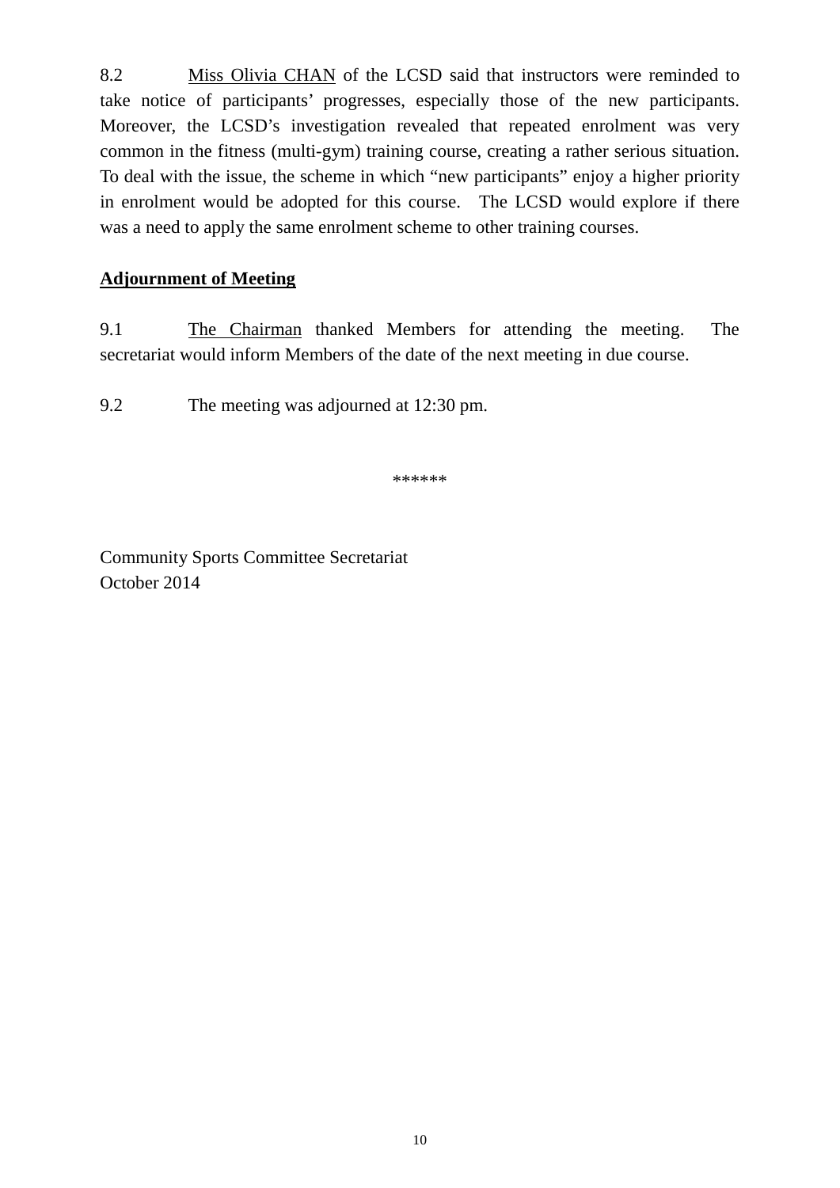8.2 Miss Olivia CHAN of the LCSD said that instructors were reminded to take notice of participants' progresses, especially those of the new participants. Moreover, the LCSD's investigation revealed that repeated enrolment was very common in the fitness (multi-gym) training course, creating a rather serious situation. To deal with the issue, the scheme in which "new participants" enjoy a higher priority in enrolment would be adopted for this course. The LCSD would explore if there was a need to apply the same enrolment scheme to other training courses.

**Adjournment of Meeting**

9.1 The Chairman thanked Members for attending the meeting. The secretariat would inform Members of the date of the next meeting in due course.

9.2 The meeting was adjourned at 12:30 pm.

******

Community Sports Committee Secretariat
October 2014